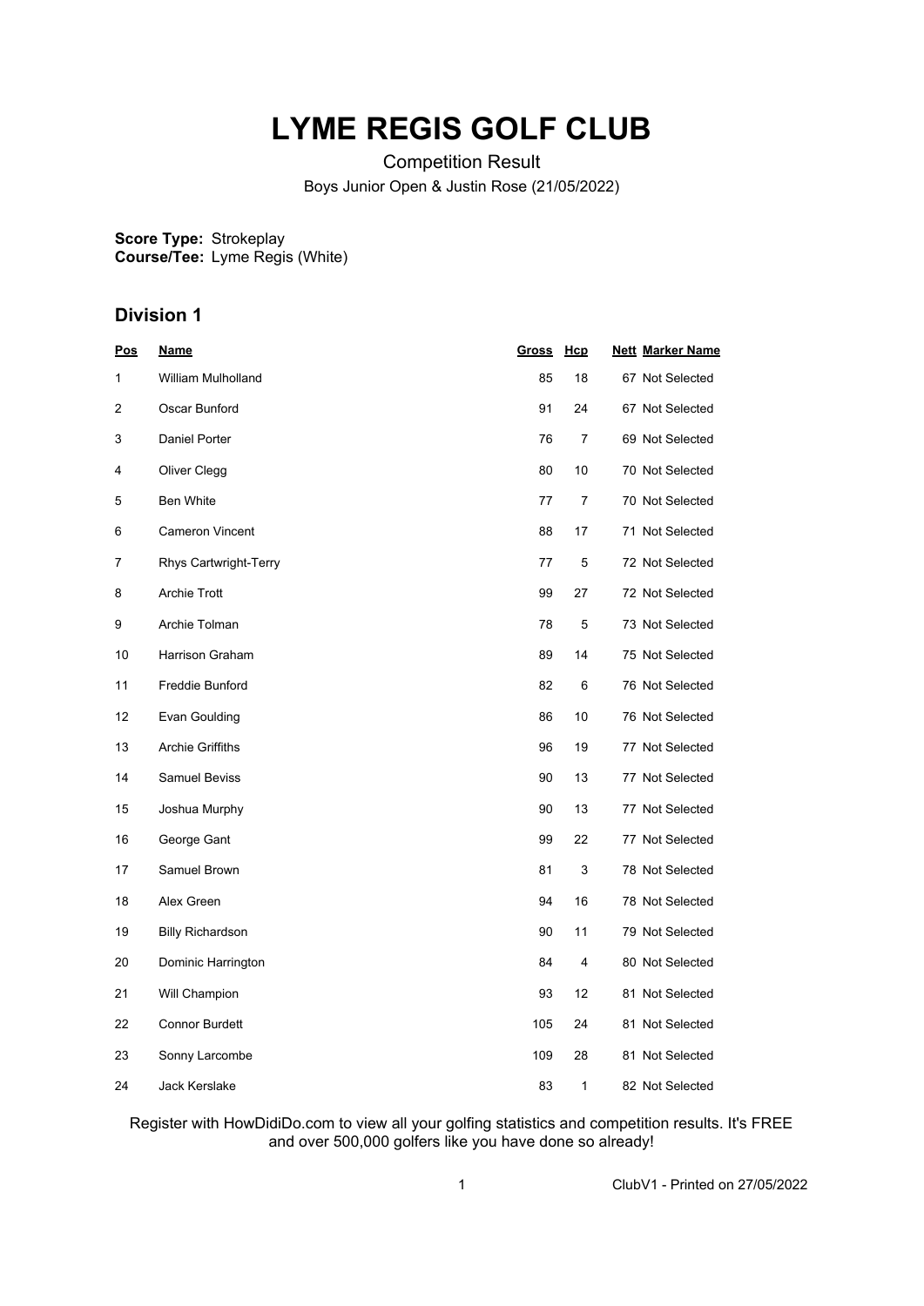# LYME REGIS GOLF CLUB

Competition Result

Boys Junior Open & Justin Rose (21/05/2022)

**Score Type:** Strokeplay
**Course/Tee:** Lyme Regis (White)

## Division 1

| Pos | Name | Gross | Hcp | Nett | Marker Name |
|---|---|---|---|---|---|
| 1 | William Mulholland | 85 | 18 | 67 | Not Selected |
| 2 | Oscar Bunford | 91 | 24 | 67 | Not Selected |
| 3 | Daniel Porter | 76 | 7 | 69 | Not Selected |
| 4 | Oliver Clegg | 80 | 10 | 70 | Not Selected |
| 5 | Ben White | 77 | 7 | 70 | Not Selected |
| 6 | Cameron Vincent | 88 | 17 | 71 | Not Selected |
| 7 | Rhys Cartwright-Terry | 77 | 5 | 72 | Not Selected |
| 8 | Archie Trott | 99 | 27 | 72 | Not Selected |
| 9 | Archie Tolman | 78 | 5 | 73 | Not Selected |
| 10 | Harrison Graham | 89 | 14 | 75 | Not Selected |
| 11 | Freddie Bunford | 82 | 6 | 76 | Not Selected |
| 12 | Evan Goulding | 86 | 10 | 76 | Not Selected |
| 13 | Archie Griffiths | 96 | 19 | 77 | Not Selected |
| 14 | Samuel Beviss | 90 | 13 | 77 | Not Selected |
| 15 | Joshua Murphy | 90 | 13 | 77 | Not Selected |
| 16 | George Gant | 99 | 22 | 77 | Not Selected |
| 17 | Samuel Brown | 81 | 3 | 78 | Not Selected |
| 18 | Alex Green | 94 | 16 | 78 | Not Selected |
| 19 | Billy Richardson | 90 | 11 | 79 | Not Selected |
| 20 | Dominic Harrington | 84 | 4 | 80 | Not Selected |
| 21 | Will Champion | 93 | 12 | 81 | Not Selected |
| 22 | Connor Burdett | 105 | 24 | 81 | Not Selected |
| 23 | Sonny Larcombe | 109 | 28 | 81 | Not Selected |
| 24 | Jack Kerslake | 83 | 1 | 82 | Not Selected |

Register with HowDidiDo.com to view all your golfing statistics and competition results. It's FREE and over 500,000 golfers like you have done so already!

ClubV1 - Printed on 27/05/2022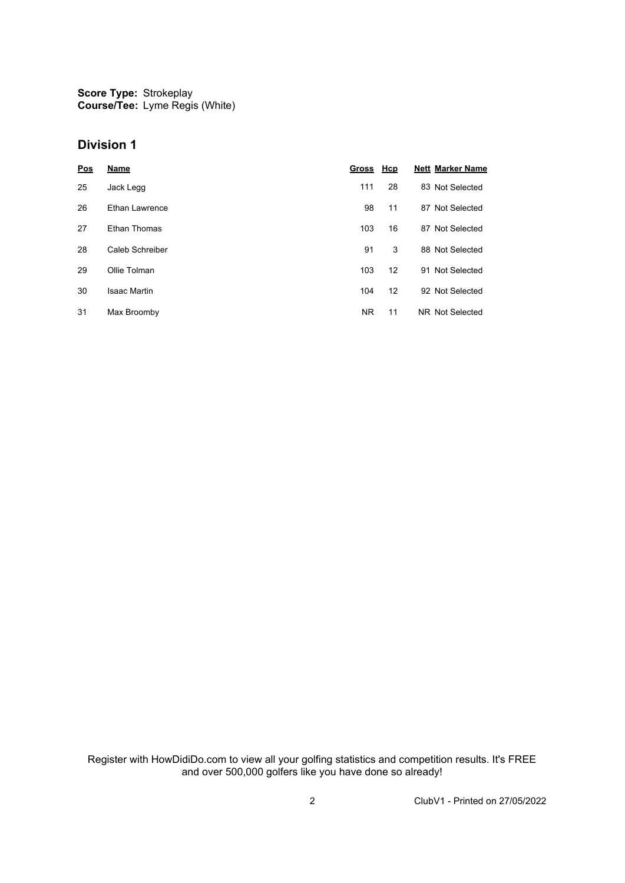**Score Type:** Strokeplay
**Course/Tee:** Lyme Regis (White)

## Division 1

| Pos | Name | Gross | Hcp | Nett | Marker Name |
|---|---|---|---|---|---|
| 25 | Jack Legg | 111 | 28 | 83 | Not Selected |
| 26 | Ethan Lawrence | 98 | 11 | 87 | Not Selected |
| 27 | Ethan Thomas | 103 | 16 | 87 | Not Selected |
| 28 | Caleb Schreiber | 91 | 3 | 88 | Not Selected |
| 29 | Ollie Tolman | 103 | 12 | 91 | Not Selected |
| 30 | Isaac Martin | 104 | 12 | 92 | Not Selected |
| 31 | Max Broomby | NR | 11 | NR | Not Selected |

Register with HowDidiDo.com to view all your golfing statistics and competition results. It's FREE and over 500,000 golfers like you have done so already!

ClubV1 - Printed on 27/05/2022